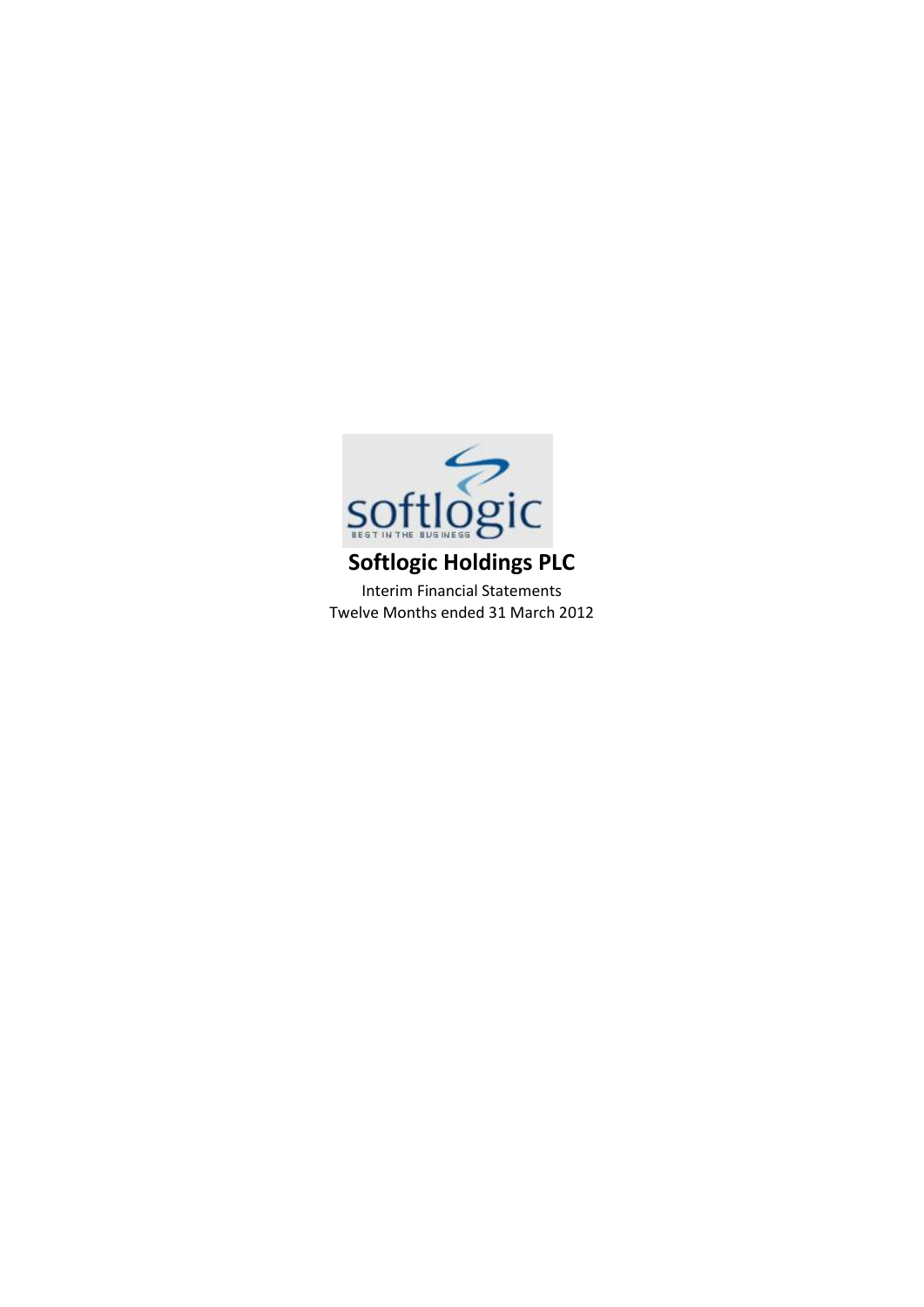# Softlogic Holdings PLC

Interim Financial Statements
Twelve Months ended 31 March 2012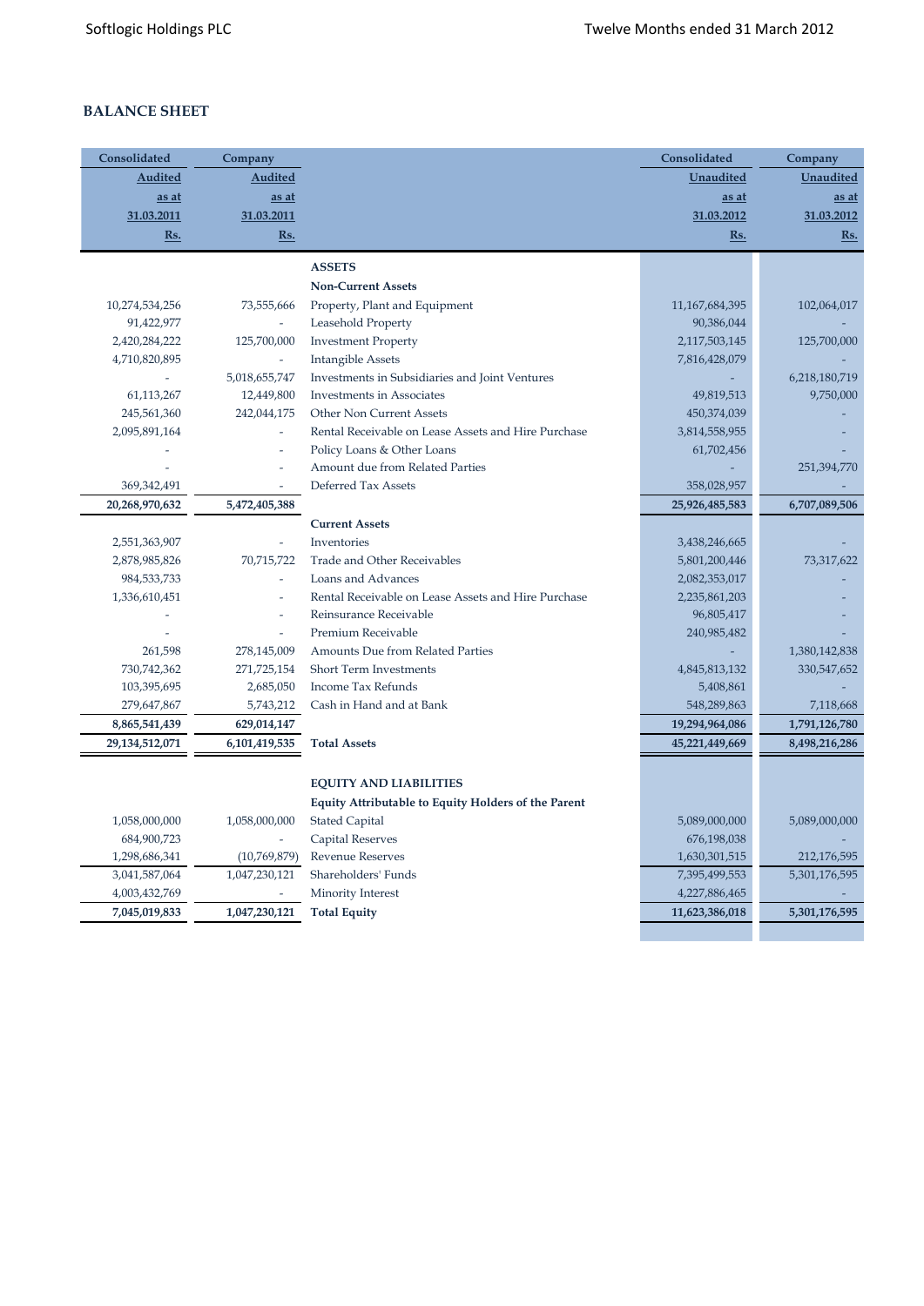## BALANCE SHEET

| Consolidated | Company | | Consolidated | Company |
|---:|---:|---|---:|---:|
| Audited | Audited | | Unaudited | Unaudited |
| as at | as at | | as at | as at |
| 31.03.2011 | 31.03.2011 | | 31.03.2012 | 31.03.2012 |
| Rs. | Rs. | | Rs. | Rs. |
| | | **ASSETS** | | |
| | | **Non-Current Assets** | | |
| 10,274,534,256 | 73,555,666 | Property, Plant and Equipment | 11,167,684,395 | 102,064,017 |
| 91,422,977 | - | Leasehold Property | 90,386,044 | - |
| 2,420,284,222 | 125,700,000 | Investment Property | 2,117,503,145 | 125,700,000 |
| 4,710,820,895 | - | Intangible Assets | 7,816,428,079 | - |
| - | 5,018,655,747 | Investments in Subsidiaries and Joint Ventures | - | 6,218,180,719 |
| 61,113,267 | 12,449,800 | Investments in Associates | 49,819,513 | 9,750,000 |
| 245,561,360 | 242,044,175 | Other Non Current Assets | 450,374,039 | - |
| 2,095,891,164 | - | Rental Receivable on Lease Assets and Hire Purchase | 3,814,558,955 | - |
| - | - | Policy Loans & Other Loans | 61,702,456 | - |
| - | - | Amount due from Related Parties | - | 251,394,770 |
| 369,342,491 | - | Deferred Tax Assets | 358,028,957 | - |
| **20,268,970,632** | **5,472,405,388** | | **25,926,485,583** | **6,707,089,506** |
| | | **Current Assets** | | |
| 2,551,363,907 | - | Inventories | 3,438,246,665 | - |
| 2,878,985,826 | 70,715,722 | Trade and Other Receivables | 5,801,200,446 | 73,317,622 |
| 984,533,733 | - | Loans and Advances | 2,082,353,017 | - |
| 1,336,610,451 | - | Rental Receivable on Lease Assets and Hire Purchase | 2,235,861,203 | - |
| - | - | Reinsurance Receivable | 96,805,417 | - |
| - | - | Premium Receivable | 240,985,482 | - |
| 261,598 | 278,145,009 | Amounts Due from Related Parties | - | 1,380,142,838 |
| 730,742,362 | 271,725,154 | Short Term Investments | 4,845,813,132 | 330,547,652 |
| 103,395,695 | 2,685,050 | Income Tax Refunds | 5,408,861 | - |
| 279,647,867 | 5,743,212 | Cash in Hand and at Bank | 548,289,863 | 7,118,668 |
| **8,865,541,439** | **629,014,147** | | **19,294,964,086** | **1,791,126,780** |
| **29,134,512,071** | **6,101,419,535** | **Total Assets** | **45,221,449,669** | **8,498,216,286** |
| | | | | |
| | | **EQUITY AND LIABILITIES** | | |
| | | **Equity Attributable to Equity Holders of the Parent** | | |
| 1,058,000,000 | 1,058,000,000 | Stated Capital | 5,089,000,000 | 5,089,000,000 |
| 684,900,723 | - | Capital Reserves | 676,198,038 | - |
| 1,298,686,341 | (10,769,879) | Revenue Reserves | 1,630,301,515 | 212,176,595 |
| 3,041,587,064 | 1,047,230,121 | Shareholders' Funds | 7,395,499,553 | 5,301,176,595 |
| 4,003,432,769 | - | Minority Interest | 4,227,886,465 | - |
| **7,045,019,833** | **1,047,230,121** | **Total Equity** | **11,623,386,018** | **5,301,176,595** |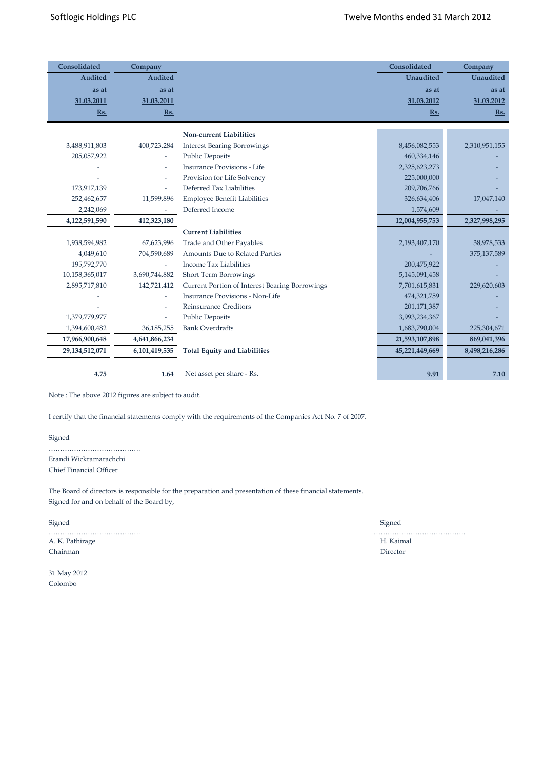| Consolidated | Company | | Consolidated | Company |
|---|---|---|---|---|
| Audited | Audited | | Unaudited | Unaudited |
| as at | as at | | as at | as at |
| 31.03.2011 | 31.03.2011 | | 31.03.2012 | 31.03.2012 |
| Rs. | Rs. | | Rs. | Rs. |
| | | **Non-current Liabilities** | | |
| 3,488,911,803 | 400,723,284 | Interest Bearing Borrowings | 8,456,082,553 | 2,310,951,155 |
| 205,057,922 | - | Public Deposits | 460,334,146 | - |
| - | - | Insurance Provisions - Life | 2,325,623,273 | - |
| - | - | Provision for Life Solvency | 225,000,000 | - |
| 173,917,139 | - | Deferred Tax Liabilities | 209,706,766 | - |
| 252,462,657 | 11,599,896 | Employee Benefit Liabilities | 326,634,406 | 17,047,140 |
| 2,242,069 | - | Deferred Income | 1,574,609 | - |
| **4,122,591,590** | **412,323,180** | | **12,004,955,753** | **2,327,998,295** |
| | | **Current Liabilities** | | |
| 1,938,594,982 | 67,623,996 | Trade and Other Payables | 2,193,407,170 | 38,978,533 |
| 4,049,610 | 704,590,689 | Amounts Due to Related Parties | - | 375,137,589 |
| 195,792,770 | - | Income Tax Liabilities | 200,475,922 | - |
| 10,158,365,017 | 3,690,744,882 | Short Term Borrowings | 5,145,091,458 | - |
| 2,895,717,810 | 142,721,412 | Current Portion of Interest Bearing Borrowings | 7,701,615,831 | 229,620,603 |
| - | - | Insurance Provisions - Non-Life | 474,321,759 | - |
| - | - | Reinsurance Creditors | 201,171,387 | - |
| 1,379,779,977 | - | Public Deposits | 3,993,234,367 | - |
| 1,394,600,482 | 36,185,255 | Bank Overdrafts | 1,683,790,004 | 225,304,671 |
| **17,966,900,648** | **4,641,866,234** | | **21,593,107,898** | **869,041,396** |
| **29,134,512,071** | **6,101,419,535** | **Total Equity and Liabilities** | **45,221,449,669** | **8,498,216,286** |
| **4.75** | **1.64** | Net asset per share - Rs. | **9.91** | **7.10** |

Note : The above 2012 figures are subject to audit.

I certify that the financial statements comply with the requirements of the Companies Act No. 7 of 2007.

Signed

…………………………………

Erandi Wickramarachchi
Chief Financial Officer

The Board of directors is responsible for the preparation and presentation of these financial statements.
Signed for and on behalf of the Board by,

Signed

…………………………………

A. K. Pathirage
Chairman

Signed

…………………………………

H. Kaimal
Director

31 May 2012
Colombo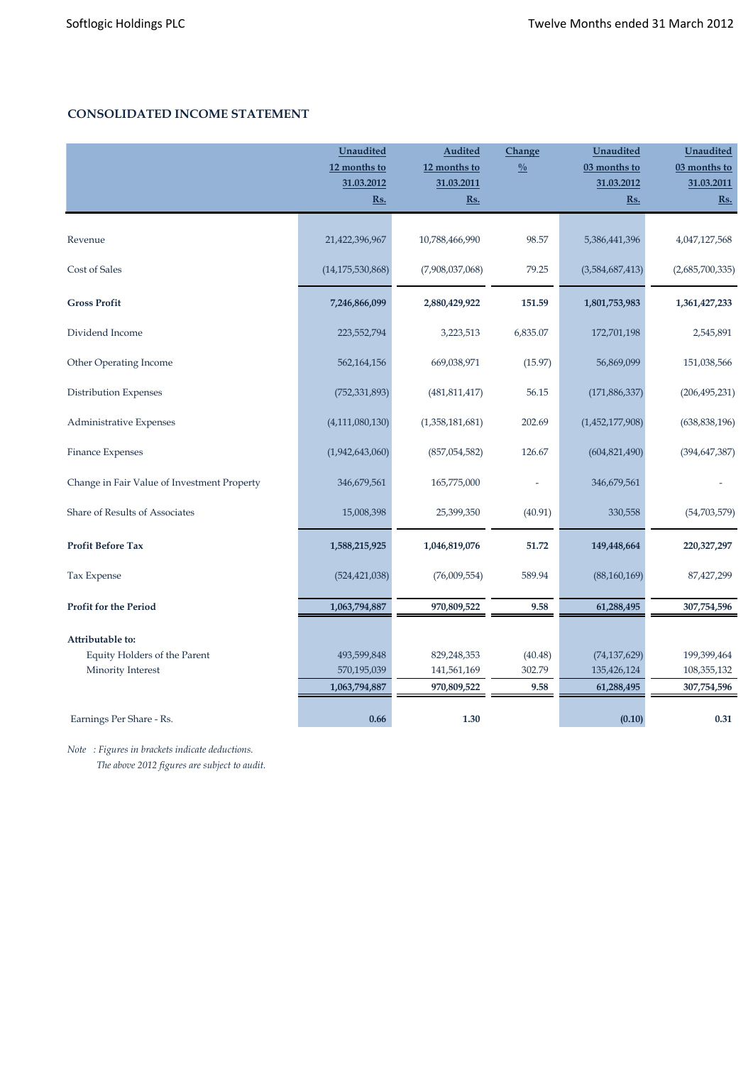## CONSOLIDATED INCOME STATEMENT

| | Unaudited 12 months to 31.03.2012 Rs. | Audited 12 months to 31.03.2011 Rs. | Change % | Unaudited 03 months to 31.03.2012 Rs. | Unaudited 03 months to 31.03.2011 Rs. |
|---|---|---|---|---|---|
| Revenue | 21,422,396,967 | 10,788,466,990 | 98.57 | 5,386,441,396 | 4,047,127,568 |
| Cost of Sales | (14,175,530,868) | (7,908,037,068) | 79.25 | (3,584,687,413) | (2,685,700,335) |
| **Gross Profit** | **7,246,866,099** | **2,880,429,922** | **151.59** | **1,801,753,983** | **1,361,427,233** |
| Dividend Income | 223,552,794 | 3,223,513 | 6,835.07 | 172,701,198 | 2,545,891 |
| Other Operating Income | 562,164,156 | 669,038,971 | (15.97) | 56,869,099 | 151,038,566 |
| Distribution Expenses | (752,331,893) | (481,811,417) | 56.15 | (171,886,337) | (206,495,231) |
| Administrative Expenses | (4,111,080,130) | (1,358,181,681) | 202.69 | (1,452,177,908) | (638,838,196) |
| Finance Expenses | (1,942,643,060) | (857,054,582) | 126.67 | (604,821,490) | (394,647,387) |
| Change in Fair Value of Investment Property | 346,679,561 | 165,775,000 | - | 346,679,561 | - |
| Share of Results of Associates | 15,008,398 | 25,399,350 | (40.91) | 330,558 | (54,703,579) |
| **Profit Before Tax** | **1,588,215,925** | **1,046,819,076** | **51.72** | **149,448,664** | **220,327,297** |
| Tax Expense | (524,421,038) | (76,009,554) | 589.94 | (88,160,169) | 87,427,299 |
| **Profit for the Period** | **1,063,794,887** | **970,809,522** | **9.58** | **61,288,495** | **307,754,596** |
| **Attributable to:** | | | | | |
| Equity Holders of the Parent | 493,599,848 | 829,248,353 | (40.48) | (74,137,629) | 199,399,464 |
| Minority Interest | 570,195,039 | 141,561,169 | 302.79 | 135,426,124 | 108,355,132 |
| | **1,063,794,887** | **970,809,522** | **9.58** | **61,288,495** | **307,754,596** |
| Earnings Per Share - Rs. | **0.66** | **1.30** | | **(0.10)** | **0.31** |

*Note : Figures in brackets indicate deductions.*
*The above 2012 figures are subject to audit.*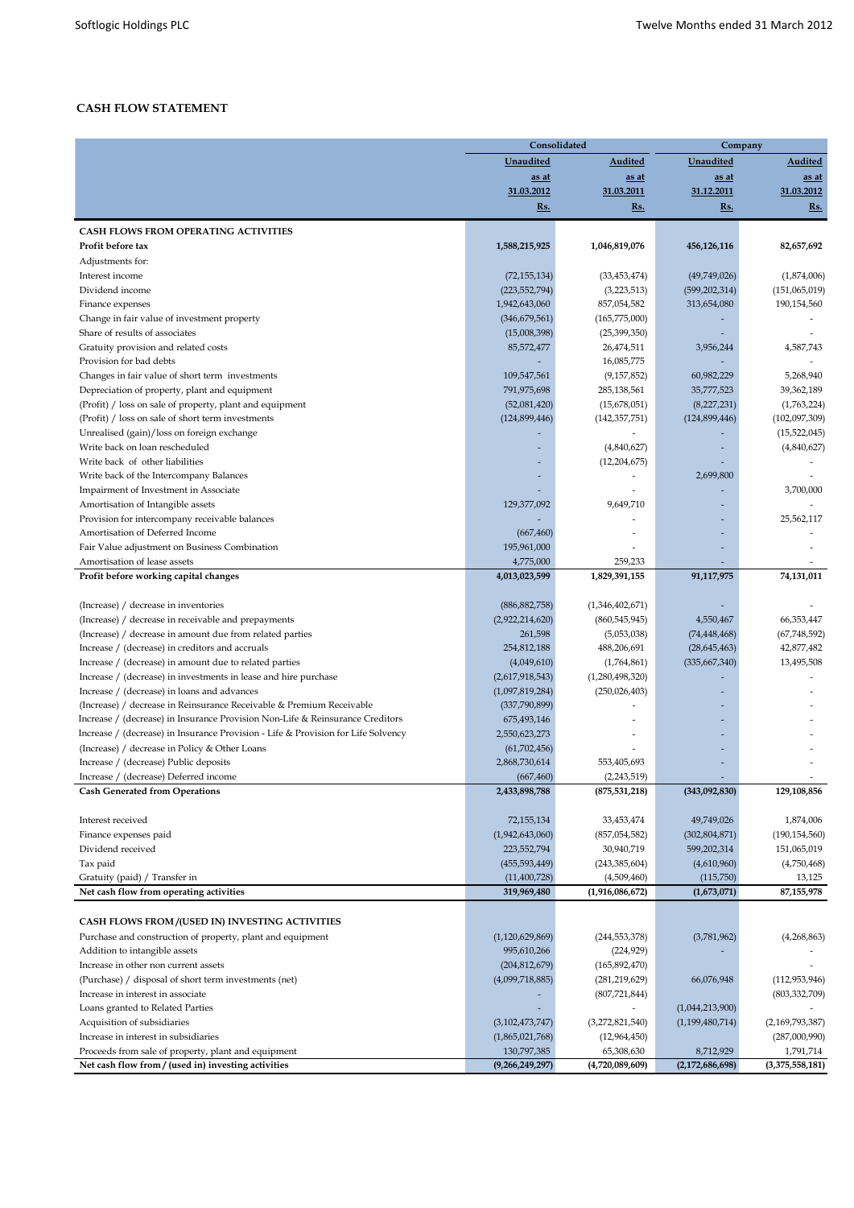## CASH FLOW STATEMENT

| | Consolidated | | Company | |
|---|---|---|---|---|
| | Unaudited | Audited | Unaudited | Audited |
| | as at | as at | as at | as at |
| | 31.03.2012 | 31.03.2011 | 31.12.2011 | 31.03.2012 |
| | Rs. | Rs. | Rs. | Rs. |
| **CASH FLOWS FROM OPERATING ACTIVITIES** | | | | |
| **Profit before tax** | **1,588,215,925** | **1,046,819,076** | **456,126,116** | **82,657,692** |
| Adjustments for: | | | | |
| Interest income | (72,155,134) | (33,453,474) | (49,749,026) | (1,874,006) |
| Dividend income | (223,552,794) | (3,223,513) | (599,202,314) | (151,065,019) |
| Finance expenses | 1,942,643,060 | 857,054,582 | 313,654,080 | 190,154,560 |
| Change in fair value of investment property | (346,679,561) | (165,775,000) | - | - |
| Share of results of associates | (15,008,398) | (25,399,350) | - | - |
| Gratuity provision and related costs | 85,572,477 | 26,474,511 | 3,956,244 | 4,587,743 |
| Provision for bad debts | - | 16,085,775 | - | - |
| Changes in fair value of short term investments | 109,547,561 | (9,157,852) | 60,982,229 | 5,268,940 |
| Depreciation of property, plant and equipment | 791,975,698 | 285,138,561 | 35,777,523 | 39,362,189 |
| (Profit) / loss on sale of property, plant and equipment | (52,081,420) | (15,678,051) | (8,227,231) | (1,763,224) |
| (Profit) / loss on sale of short term investments | (124,899,446) | (142,357,751) | (124,899,446) | (102,097,309) |
| Unrealised (gain)/loss on foreign exchange | - | - | - | (15,522,045) |
| Write back on loan rescheduled | - | (4,840,627) | - | (4,840,627) |
| Write back of other liabilities | - | (12,204,675) | - | - |
| Write back of the Intercompany Balances | - | - | 2,699,800 | - |
| Impairment of Investment in Associate | - | - | - | 3,700,000 |
| Amortisation of Intangible assets | 129,377,092 | 9,649,710 | - | - |
| Provision for intercompany receivable balances | - | - | - | 25,562,117 |
| Amortisation of Deferred Income | (667,460) | - | - | - |
| Fair Value adjustment on Business Combination | 195,961,000 | - | - | - |
| Amortisation of lease assets | 4,775,000 | 259,233 | - | - |
| **Profit before working capital changes** | **4,013,023,599** | **1,829,391,155** | **91,117,975** | **74,131,011** |
| (Increase) / decrease in inventories | (886,882,758) | (1,346,402,671) | - | - |
| (Increase) / decrease in receivable and prepayments | (2,922,214,620) | (860,545,945) | 4,550,467 | 66,353,447 |
| (Increase) / decrease in amount due from related parties | 261,598 | (5,053,038) | (74,448,468) | (67,748,592) |
| Increase / (decrease) in creditors and accruals | 254,812,188 | 488,206,691 | (28,645,463) | 42,877,482 |
| Increase / (decrease) in amount due to related parties | (4,049,610) | (1,764,861) | (335,667,340) | 13,495,508 |
| Increase / (decrease) in investments in lease and hire purchase | (2,617,918,543) | (1,280,498,320) | - | - |
| Increase / (decrease) in loans and advances | (1,097,819,284) | (250,026,403) | - | - |
| (Increase) / decrease in Reinsurance Receivable & Premium Receivable | (337,790,899) | - | - | - |
| Increase / (decrease) in Insurance Provision Non-Life & Reinsurance Creditors | 675,493,146 | - | - | - |
| Increase / (decrease) in Insurance Provision - Life & Provision for Life Solvency | 2,550,623,273 | - | - | - |
| (Increase) / decrease in Policy & Other Loans | (61,702,456) | - | - | - |
| Increase / (decrease) Public deposits | 2,868,730,614 | 553,405,693 | - | - |
| Increase / (decrease) Deferred income | (667,460) | (2,243,519) | - | - |
| **Cash Generated from Operations** | **2,433,898,788** | **(875,531,218)** | **(343,092,830)** | **129,108,856** |
| Interest received | 72,155,134 | 33,453,474 | 49,749,026 | 1,874,006 |
| Finance expenses paid | (1,942,643,060) | (857,054,582) | (302,804,871) | (190,154,560) |
| Dividend received | 223,552,794 | 30,940,719 | 599,202,314 | 151,065,019 |
| Tax paid | (455,593,449) | (243,385,604) | (4,610,960) | (4,750,468) |
| Gratuity (paid) / Transfer in | (11,400,728) | (4,509,460) | (115,750) | 13,125 |
| **Net cash flow from operating activities** | **319,969,480** | **(1,916,086,672)** | **(1,673,071)** | **87,155,978** |
| **CASH FLOWS FROM /(USED IN) INVESTING ACTIVITIES** | | | | |
| Purchase and construction of property, plant and equipment | (1,120,629,869) | (244,553,378) | (3,781,962) | (4,268,863) |
| Addition to intangible assets | 995,610,266 | (224,929) | - | - |
| Increase in other non current assets | (204,812,679) | (165,892,470) | | - |
| (Purchase) / disposal of short term investments (net) | (4,099,718,885) | (281,219,629) | 66,076,948 | (112,953,946) |
| Increase in interest in associate | - | (807,721,844) | - | (803,332,709) |
| Loans granted to Related Parties | - | - | (1,044,213,900) | - |
| Acquisition of subsidiaries | (3,102,473,747) | (3,272,821,540) | (1,199,480,714) | (2,169,793,387) |
| Increase in interest in subsidiaries | (1,865,021,768) | (12,964,450) | - | (287,000,990) |
| Proceeds from sale of property, plant and equipment | 130,797,385 | 65,308,630 | 8,712,929 | 1,791,714 |
| **Net cash flow from / (used in) investing activities** | **(9,266,249,297)** | **(4,720,089,609)** | **(2,172,686,698)** | **(3,375,558,181)** |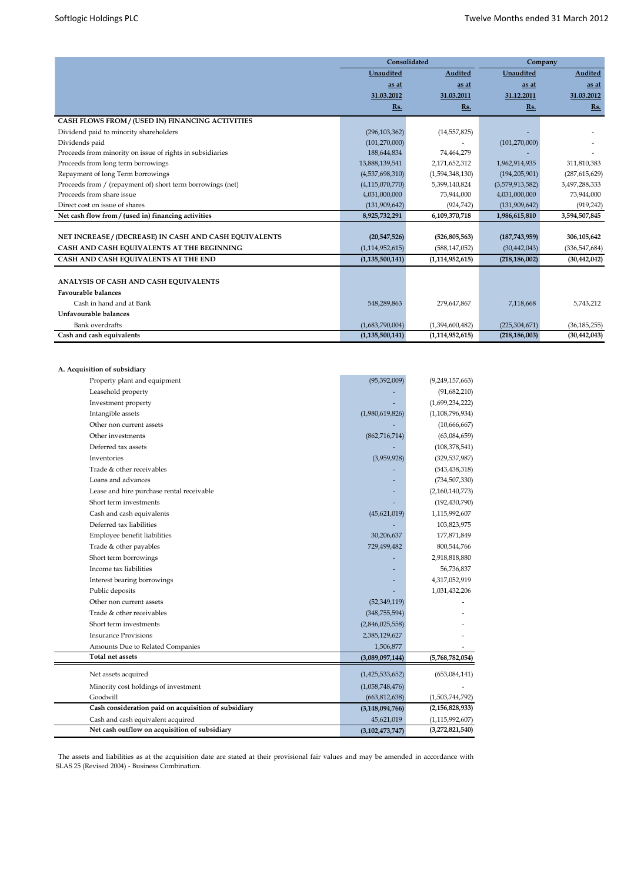| | Consolidated | | Company | |
|---|---|---|---|---|
| | Unaudited | Audited | Unaudited | Audited |
| | as at | as at | as at | as at |
| | 31.03.2012 | 31.03.2011 | 31.12.2011 | 31.03.2012 |
| | Rs. | Rs. | Rs. | Rs. |
| **CASH FLOWS FROM / (USED IN) FINANCING ACTIVITIES** | | | | |
| Dividend paid to minority shareholders | (296,103,362) | (14,557,825) | - | - |
| Dividends paid | (101,270,000) | - | (101,270,000) | - |
| Proceeds from minority on issue of rights in subsidiaries | 188,644,834 | 74,464,279 | - | - |
| Proceeds from long term borrowings | 13,888,139,541 | 2,171,652,312 | 1,962,914,935 | 311,810,383 |
| Repayment of long Term borrowings | (4,537,698,310) | (1,594,348,130) | (194,205,901) | (287,615,629) |
| Proceeds from / (repayment of) short term borrowings (net) | (4,115,070,770) | 5,399,140,824 | (3,579,913,582) | 3,497,288,333 |
| Proceeds from share issue | 4,031,000,000 | 73,944,000 | 4,031,000,000 | 73,944,000 |
| Direct cost on issue of shares | (131,909,642) | (924,742) | (131,909,642) | (919,242) |
| **Net cash flow from / (used in) financing activities** | **8,925,732,291** | **6,109,370,718** | **1,986,615,810** | **3,594,507,845** |
| | | | | |
| **NET INCREASE / (DECREASE) IN CASH AND CASH EQUIVALENTS** | **(20,547,526)** | **(526,805,563)** | **(187,743,959)** | **306,105,642** |
| **CASH AND CASH EQUIVALENTS AT THE BEGINNING** | (1,114,952,615) | (588,147,052) | (30,442,043) | (336,547,684) |
| **CASH AND CASH EQUIVALENTS AT THE END** | **(1,135,500,141)** | **(1,114,952,615)** | **(218,186,002)** | **(30,442,042)** |
| | | | | |
| **ANALYSIS OF CASH AND CASH EQUIVALENTS** | | | | |
| **Favourable balances** | | | | |
| Cash in hand and at Bank | 548,289,863 | 279,647,867 | 7,118,668 | 5,743,212 |
| **Unfavourable balances** | | | | |
| Bank overdrafts | (1,683,790,004) | (1,394,600,482) | (225,304,671) | (36,185,255) |
| **Cash and cash equivalents** | **(1,135,500,141)** | **(1,114,952,615)** | **(218,186,003)** | **(30,442,043)** |

**A. Acquisition of subsidiary**

| | | |
|---|---|---|
| Property plant and equipment | (95,392,009) | (9,249,157,663) |
| Leasehold property | - | (91,682,210) |
| Investment property | - | (1,699,234,222) |
| Intangible assets | (1,980,619,826) | (1,108,796,934) |
| Other non current assets | - | (10,666,667) |
| Other investments | (862,716,714) | (63,084,659) |
| Deferred tax assets | - | (108,378,541) |
| Inventories | (3,959,928) | (329,537,987) |
| Trade & other receivables | - | (543,438,318) |
| Loans and advances | - | (734,507,330) |
| Lease and hire purchase rental receivable | - | (2,160,140,773) |
| Short term investments | - | (192,430,790) |
| Cash and cash equivalents | (45,621,019) | 1,115,992,607 |
| Deferred tax liabilities | - | 103,823,975 |
| Employee benefit liabilities | 30,206,637 | 177,871,849 |
| Trade & other payables | 729,499,482 | 800,544,766 |
| Short term borrowings | - | 2,918,818,880 |
| Income tax liabilities | - | 56,736,837 |
| Interest bearing borrowings | - | 4,317,052,919 |
| Public deposits | - | 1,031,432,206 |
| Other non current assets | (52,349,119) | - |
| Trade & other receivables | (348,755,594) | - |
| Short term investments | (2,846,025,558) | - |
| Insurance Provisions | 2,385,129,627 | - |
| Amounts Due to Related Companies | 1,506,877 | - |
| **Total net assets** | **(3,089,097,144)** | **(5,768,782,054)** |
| Net assets acquired | (1,425,533,652) | (653,084,141) |
| Minority cost holdings of investment | (1,058,748,476) | - |
| Goodwill | (663,812,638) | (1,503,744,792) |
| **Cash consideration paid on acquisition of subsidiary** | **(3,148,094,766)** | **(2,156,828,933)** |
| Cash and cash equivalent acquired | 45,621,019 | (1,115,992,607) |
| **Net cash outflow on acquisition of subsidiary** | **(3,102,473,747)** | **(3,272,821,540)** |

The assets and liabilities as at the acquisition date are stated at their provisional fair values and may be amended in accordance with SLAS 25 (Revised 2004) - Business Combination.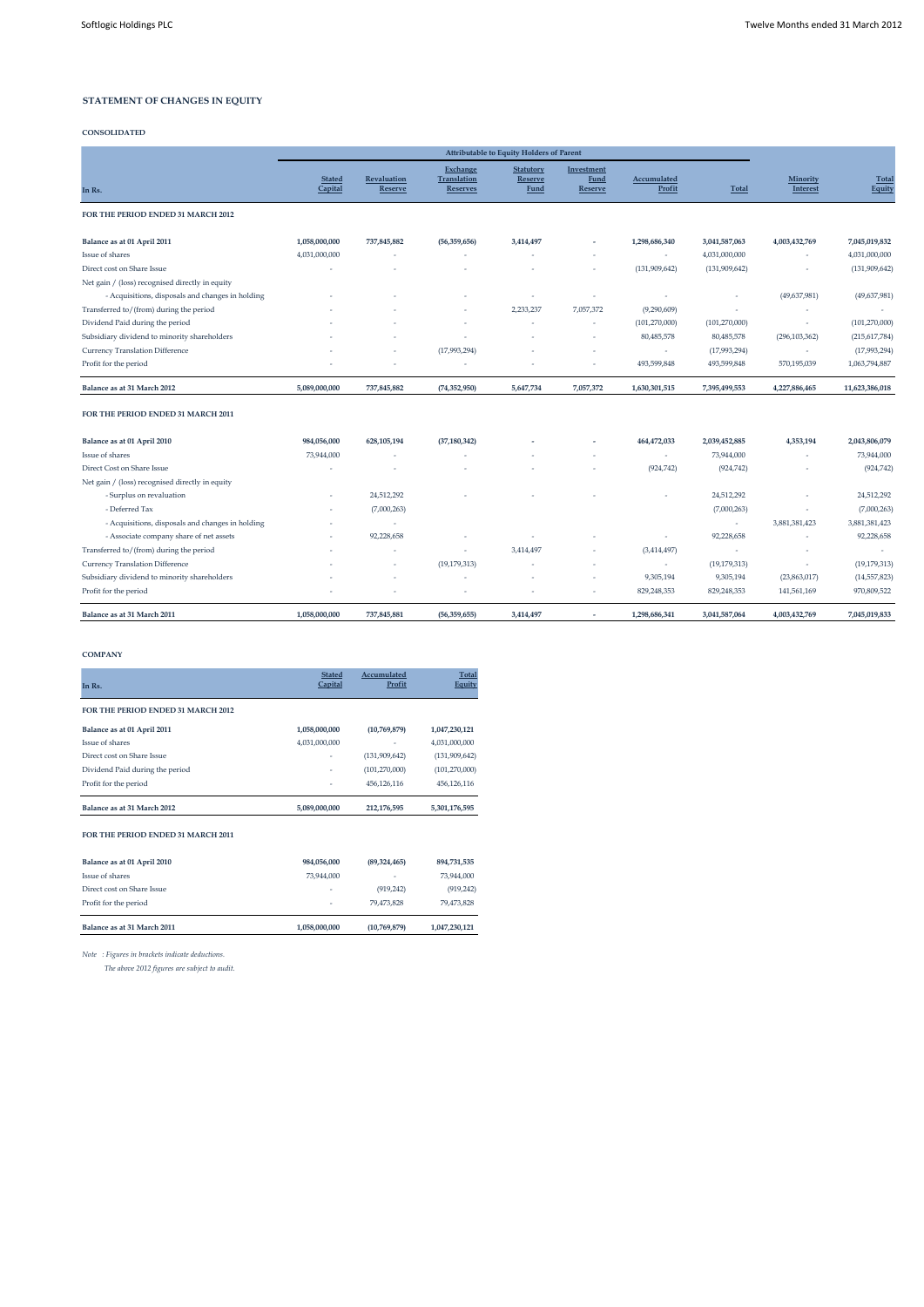## STATEMENT OF CHANGES IN EQUITY

### CONSOLIDATED

| In Rs. | Attributable to Equity Holders of Parent | | | | | | | | |
|---|---|---|---|---|---|---|---|---|---|
| | Stated Capital | Revaluation Reserve | Exchange Translation Reserves | Statutory Reserve Fund | Investment Fund Reserve | Accumulated Profit | Total | Minority Interest | Total Equity |
| **FOR THE PERIOD ENDED 31 MARCH 2012** | | | | | | | | | |
| **Balance as at 01 April 2011** | **1,058,000,000** | **737,845,882** | **(56,359,656)** | **3,414,497** | **-** | **1,298,686,340** | **3,041,587,063** | **4,003,432,769** | **7,045,019,832** |
| Issue of shares | 4,031,000,000 | - | - | - | - | - | 4,031,000,000 | - | 4,031,000,000 |
| Direct cost on Share Issue | - | - | - | - | - | (131,909,642) | (131,909,642) | - | (131,909,642) |
| Net gain / (loss) recognised directly in equity | | | | | | | | | |
| - Acquisitions, disposals and changes in holding | - | - | - | - | - | - | - | (49,637,981) | (49,637,981) |
| Transferred to/(from) during the period | - | - | - | 2,233,237 | 7,057,372 | (9,290,609) | - | - | - |
| Dividend Paid during the period | - | - | - | - | - | (101,270,000) | (101,270,000) | - | (101,270,000) |
| Subsidiary dividend to minority shareholders | - | - | - | - | - | 80,485,578 | 80,485,578 | (296,103,362) | (215,617,784) |
| Currency Translation Difference | - | - | (17,993,294) | - | - | - | (17,993,294) | - | (17,993,294) |
| Profit for the period | - | - | - | - | - | 493,599,848 | 493,599,848 | 570,195,039 | 1,063,794,887 |
| **Balance as at 31 March 2012** | **5,089,000,000** | **737,845,882** | **(74,352,950)** | **5,647,734** | **7,057,372** | **1,630,301,515** | **7,395,499,553** | **4,227,886,465** | **11,623,386,018** |
| **FOR THE PERIOD ENDED 31 MARCH 2011** | | | | | | | | | |
| **Balance as at 01 April 2010** | **984,056,000** | **628,105,194** | **(37,180,342)** | **-** | **-** | **464,472,033** | **2,039,452,885** | **4,353,194** | **2,043,806,079** |
| Issue of shares | 73,944,000 | - | - | - | - | - | 73,944,000 | - | 73,944,000 |
| Direct Cost on Share Issue | - | - | - | - | - | (924,742) | (924,742) | - | (924,742) |
| Net gain / (loss) recognised directly in equity | | | | | | | | | |
| - Surplus on revaluation | - | 24,512,292 | - | - | - | - | 24,512,292 | - | 24,512,292 |
| - Deferred Tax | - | (7,000,263) | | | | | (7,000,263) | - | (7,000,263) |
| - Acquisitions, disposals and changes in holding | - | - | | | | | - | 3,881,381,423 | 3,881,381,423 |
| - Associate company share of net assets | - | 92,228,658 | - | - | - | - | 92,228,658 | - | 92,228,658 |
| Transferred to/(from) during the period | - | - | - | 3,414,497 | - | (3,414,497) | - | - | - |
| Currency Translation Difference | - | - | (19,179,313) | - | - | - | (19,179,313) | - | (19,179,313) |
| Subsidiary dividend to minority shareholders | - | - | - | - | - | 9,305,194 | 9,305,194 | (23,863,017) | (14,557,823) |
| Profit for the period | - | - | - | - | - | 829,248,353 | 829,248,353 | 141,561,169 | 970,809,522 |
| **Balance as at 31 March 2011** | **1,058,000,000** | **737,845,881** | **(56,359,655)** | **3,414,497** | **-** | **1,298,686,341** | **3,041,587,064** | **4,003,432,769** | **7,045,019,833** |

### COMPANY

| In Rs. | Stated Capital | Accumulated Profit | Total Equity |
|---|---|---|---|
| **FOR THE PERIOD ENDED 31 MARCH 2012** | | | |
| **Balance as at 01 April 2011** | **1,058,000,000** | **(10,769,879)** | **1,047,230,121** |
| Issue of shares | 4,031,000,000 | - | 4,031,000,000 |
| Direct cost on Share Issue | - | (131,909,642) | (131,909,642) |
| Dividend Paid during the period | - | (101,270,000) | (101,270,000) |
| Profit for the period | - | 456,126,116 | 456,126,116 |
| **Balance as at 31 March 2012** | **5,089,000,000** | **212,176,595** | **5,301,176,595** |
| **FOR THE PERIOD ENDED 31 MARCH 2011** | | | |
| **Balance as at 01 April 2010** | **984,056,000** | **(89,324,465)** | **894,731,535** |
| Issue of shares | 73,944,000 | - | 73,944,000 |
| Direct cost on Share Issue | - | (919,242) | (919,242) |
| Profit for the period | - | 79,473,828 | 79,473,828 |
| **Balance as at 31 March 2011** | **1,058,000,000** | **(10,769,879)** | **1,047,230,121** |

*Note : Figures in brackets indicate deductions.*

*The above 2012 figures are subject to audit.*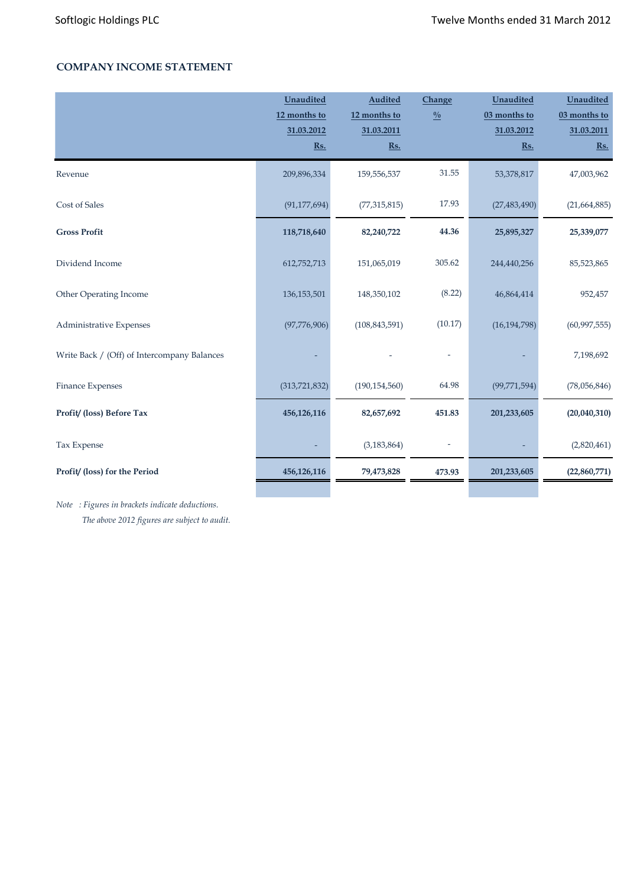## COMPANY INCOME STATEMENT

| | Unaudited 12 months to 31.03.2012 Rs. | Audited 12 months to 31.03.2011 Rs. | Change % | Unaudited 03 months to 31.03.2012 Rs. | Unaudited 03 months to 31.03.2011 Rs. |
|---|---|---|---|---|---|
| Revenue | 209,896,334 | 159,556,537 | 31.55 | 53,378,817 | 47,003,962 |
| Cost of Sales | (91,177,694) | (77,315,815) | 17.93 | (27,483,490) | (21,664,885) |
| **Gross Profit** | **118,718,640** | **82,240,722** | **44.36** | **25,895,327** | **25,339,077** |
| Dividend Income | 612,752,713 | 151,065,019 | 305.62 | 244,440,256 | 85,523,865 |
| Other Operating Income | 136,153,501 | 148,350,102 | (8.22) | 46,864,414 | 952,457 |
| Administrative Expenses | (97,776,906) | (108,843,591) | (10.17) | (16,194,798) | (60,997,555) |
| Write Back / (Off) of Intercompany Balances | - | - | - | - | 7,198,692 |
| Finance Expenses | (313,721,832) | (190,154,560) | 64.98 | (99,771,594) | (78,056,846) |
| **Profit/ (loss) Before Tax** | **456,126,116** | **82,657,692** | **451.83** | **201,233,605** | **(20,040,310)** |
| Tax Expense | - | (3,183,864) | - | - | (2,820,461) |
| **Profit/ (loss) for the Period** | **456,126,116** | **79,473,828** | **473.93** | **201,233,605** | **(22,860,771)** |

*Note : Figures in brackets indicate deductions.*

*The above 2012 figures are subject to audit.*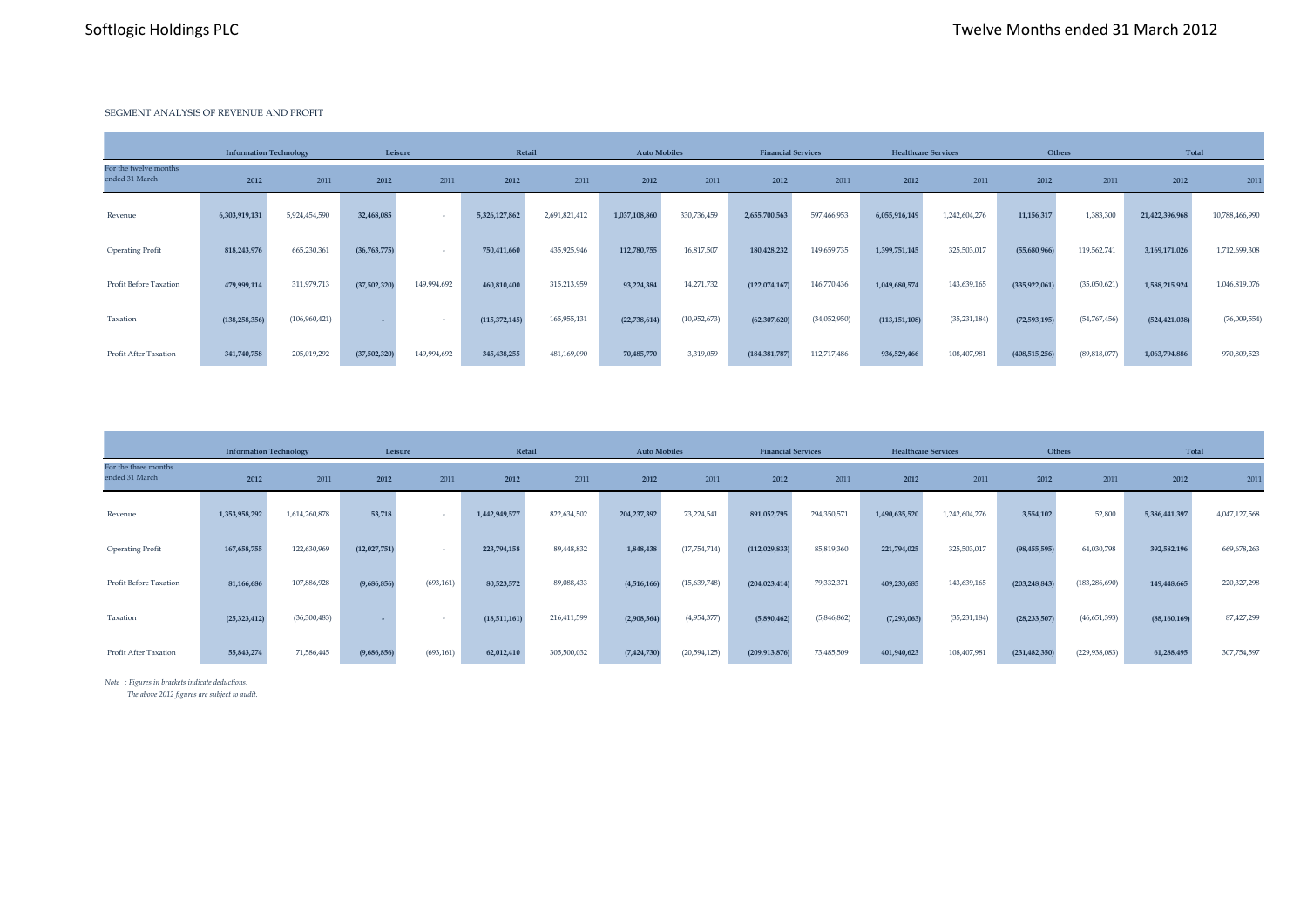SEGMENT ANALYSIS OF REVENUE AND PROFIT

| | Information Technology | | Leisure | | Retail | | Auto Mobiles | | Financial Services | | Healthcare Services | | Others | | Total | |
|---|---|---|---|---|---|---|---|---|---|---|---|---|---|---|---|---|
| For the twelve months ended 31 March | **2012** | 2011 | **2012** | 2011 | **2012** | 2011 | **2012** | 2011 | **2012** | 2011 | **2012** | 2011 | **2012** | 2011 | **2012** | 2011 |
| Revenue | **6,303,919,131** | 5,924,454,590 | **32,468,085** | - | **5,326,127,862** | 2,691,821,412 | **1,037,108,860** | 330,736,459 | **2,655,700,563** | 597,466,953 | **6,055,916,149** | 1,242,604,276 | **11,156,317** | 1,383,300 | **21,422,396,968** | 10,788,466,990 |
| Operating Profit | **818,243,976** | 665,230,361 | **(36,763,775)** | - | **750,411,660** | 435,925,946 | **112,780,755** | 16,817,507 | **180,428,232** | 149,659,735 | **1,399,751,145** | 325,503,017 | **(55,680,966)** | 119,562,741 | **3,169,171,026** | 1,712,699,308 |
| Profit Before Taxation | **479,999,114** | 311,979,713 | **(37,502,320)** | 149,994,692 | **460,810,400** | 315,213,959 | **93,224,384** | 14,271,732 | **(122,074,167)** | 146,770,436 | **1,049,680,574** | 143,639,165 | **(335,922,061)** | (35,050,621) | **1,588,215,924** | 1,046,819,076 |
| Taxation | **(138,258,356)** | (106,960,421) | **-** | - | **(115,372,145)** | 165,955,131 | **(22,738,614)** | (10,952,673) | **(62,307,620)** | (34,052,950) | **(113,151,108)** | (35,231,184) | **(72,593,195)** | (54,767,456) | **(524,421,038)** | (76,009,554) |
| Profit After Taxation | **341,740,758** | 205,019,292 | **(37,502,320)** | 149,994,692 | **345,438,255** | 481,169,090 | **70,485,770** | 3,319,059 | **(184,381,787)** | 112,717,486 | **936,529,466** | 108,407,981 | **(408,515,256)** | (89,818,077) | **1,063,794,886** | 970,809,523 |

| | Information Technology | | Leisure | | Retail | | Auto Mobiles | | Financial Services | | Healthcare Services | | Others | | Total | |
|---|---|---|---|---|---|---|---|---|---|---|---|---|---|---|---|---|
| For the three months ended 31 March | **2012** | 2011 | **2012** | 2011 | **2012** | 2011 | **2012** | 2011 | **2012** | 2011 | **2012** | 2011 | **2012** | 2011 | **2012** | 2011 |
| Revenue | **1,353,958,292** | 1,614,260,878 | **53,718** | - | **1,442,949,577** | 822,634,502 | **204,237,392** | 73,224,541 | **891,052,795** | 294,350,571 | **1,490,635,520** | 1,242,604,276 | **3,554,102** | 52,800 | **5,386,441,397** | 4,047,127,568 |
| Operating Profit | **167,658,755** | 122,630,969 | **(12,027,751)** | - | **223,794,158** | 89,448,832 | **1,848,438** | (17,754,714) | **(112,029,833)** | 85,819,360 | **221,794,025** | 325,503,017 | **(98,455,595)** | 64,030,798 | **392,582,196** | 669,678,263 |
| Profit Before Taxation | **81,166,686** | 107,886,928 | **(9,686,856)** | (693,161) | **80,523,572** | 89,088,433 | **(4,516,166)** | (15,639,748) | **(204,023,414)** | 79,332,371 | **409,233,685** | 143,639,165 | **(203,248,843)** | (183,286,690) | **149,448,665** | 220,327,298 |
| Taxation | **(25,323,412)** | (36,300,483) | **-** | - | **(18,511,161)** | 216,411,599 | **(2,908,564)** | (4,954,377) | **(5,890,462)** | (5,846,862) | **(7,293,063)** | (35,231,184) | **(28,233,507)** | (46,651,393) | **(88,160,169)** | 87,427,299 |
| Profit After Taxation | **55,843,274** | 71,586,445 | **(9,686,856)** | (693,161) | **62,012,410** | 305,500,032 | **(7,424,730)** | (20,594,125) | **(209,913,876)** | 73,485,509 | **401,940,623** | 108,407,981 | **(231,482,350)** | (229,938,083) | **61,288,495** | 307,754,597 |

*Note : Figures in brackets indicate deductions.*

*The above 2012 figures are subject to audit.*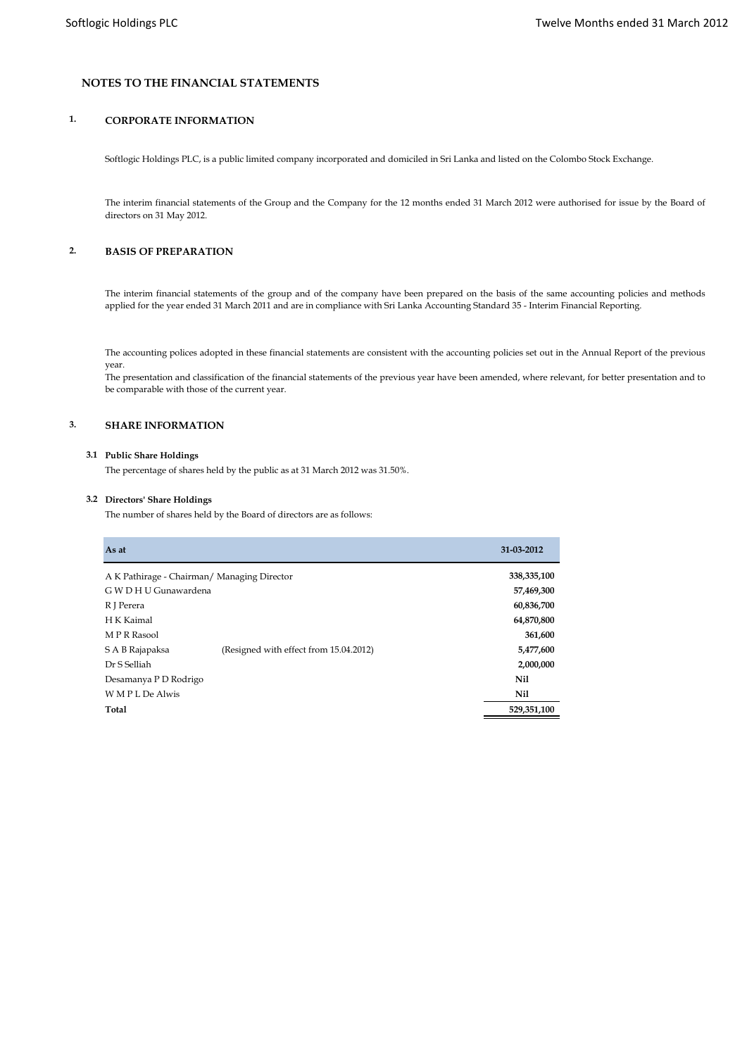# NOTES TO THE FINANCIAL STATEMENTS

## 1. CORPORATE INFORMATION

Softlogic Holdings PLC, is a public limited company incorporated and domiciled in Sri Lanka and listed on the Colombo Stock Exchange.

The interim financial statements of the Group and the Company for the 12 months ended 31 March 2012 were authorised for issue by the Board of directors on 31 May 2012.

## 2. BASIS OF PREPARATION

The interim financial statements of the group and of the company have been prepared on the basis of the same accounting policies and methods applied for the year ended 31 March 2011 and are in compliance with Sri Lanka Accounting Standard 35 - Interim Financial Reporting.

The accounting polices adopted in these financial statements are consistent with the accounting policies set out in the Annual Report of the previous year.

The presentation and classification of the financial statements of the previous year have been amended, where relevant, for better presentation and to be comparable with those of the current year.

## 3. SHARE INFORMATION

### 3.1 Public Share Holdings

The percentage of shares held by the public as at 31 March 2012 was 31.50%.

### 3.2 Directors' Share Holdings

The number of shares held by the Board of directors are as follows:

| As at | | 31-03-2012 |
|---|---|---|
| A K Pathirage - Chairman/ Managing Director | | **338,335,100** |
| G W D H U Gunawardena | | **57,469,300** |
| R J Perera | | **60,836,700** |
| H K Kaimal | | **64,870,800** |
| M P R Rasool | | **361,600** |
| S A B Rajapaksa | (Resigned with effect from 15.04.2012) | **5,477,600** |
| Dr S Selliah | | **2,000,000** |
| Desamanya P D Rodrigo | | **Nil** |
| W M P L De Alwis | | **Nil** |
| **Total** | | **529,351,100** |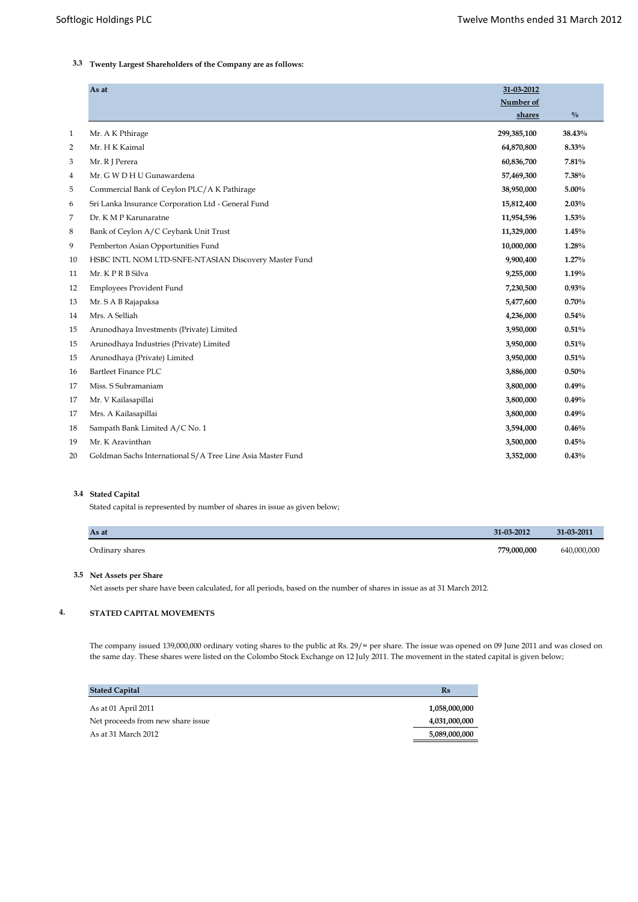### 3.3 Twenty Largest Shareholders of the Company are as follows:

| | As at | 31-03-2012 Number of shares | % |
|---|---|---|---|
| 1 | Mr. A K Pthirage | **299,385,100** | **38.43%** |
| 2 | Mr. H K Kaimal | **64,870,800** | **8.33%** |
| 3 | Mr. R J Perera | **60,836,700** | **7.81%** |
| 4 | Mr. G W D H U Gunawardena | **57,469,300** | **7.38%** |
| 5 | Commercial Bank of Ceylon PLC/A K Pathirage | **38,950,000** | **5.00%** |
| 6 | Sri Lanka Insurance Corporation Ltd - General Fund | **15,812,400** | **2.03%** |
| 7 | Dr. K M P Karunaratne | **11,954,596** | **1.53%** |
| 8 | Bank of Ceylon A/C Ceybank Unit Trust | **11,329,000** | **1.45%** |
| 9 | Pemberton Asian Opportunities Fund | **10,000,000** | **1.28%** |
| 10 | HSBC INTL NOM LTD-SNFE-NTASIAN Discovery Master Fund | **9,900,400** | **1.27%** |
| 11 | Mr. K P R B Silva | **9,255,000** | **1.19%** |
| 12 | Employees Provident Fund | **7,230,500** | **0.93%** |
| 13 | Mr. S A B Rajapaksa | **5,477,600** | **0.70%** |
| 14 | Mrs. A Selliah | **4,236,000** | **0.54%** |
| 15 | Arunodhaya Investments (Private) Limited | **3,950,000** | **0.51%** |
| 15 | Arunodhaya Industries (Private) Limited | **3,950,000** | **0.51%** |
| 15 | Arunodhaya (Private) Limited | **3,950,000** | **0.51%** |
| 16 | Bartleet Finance PLC | **3,886,000** | **0.50%** |
| 17 | Miss. S Subramaniam | **3,800,000** | **0.49%** |
| 17 | Mr. V Kailasapillai | **3,800,000** | **0.49%** |
| 17 | Mrs. A Kailasapillai | **3,800,000** | **0.49%** |
| 18 | Sampath Bank Limited A/C No. 1 | **3,594,000** | **0.46%** |
| 19 | Mr. K Aravinthan | **3,500,000** | **0.45%** |
| 20 | Goldman Sachs International S/A Tree Line Asia Master Fund | **3,352,000** | **0.43%** |

### 3.4 Stated Capital

Stated capital is represented by number of shares in issue as given below;

| As at | 31-03-2012 | 31-03-2011 |
|---|---|---|
| Ordinary shares | **779,000,000** | 640,000,000 |

### 3.5 Net Assets per Share

Net assets per share have been calculated, for all periods, based on the number of shares in issue as at 31 March 2012.

## 4. STATED CAPITAL MOVEMENTS

The company issued 139,000,000 ordinary voting shares to the public at Rs. 29/= per share. The issue was opened on 09 June 2011 and was closed on the same day. These shares were listed on the Colombo Stock Exchange on 12 July 2011. The movement in the stated capital is given below;

| Stated Capital | Rs |
|---|---|
| As at 01 April 2011 | **1,058,000,000** |
| Net proceeds from new share issue | **4,031,000,000** |
| As at 31 March 2012 | **5,089,000,000** |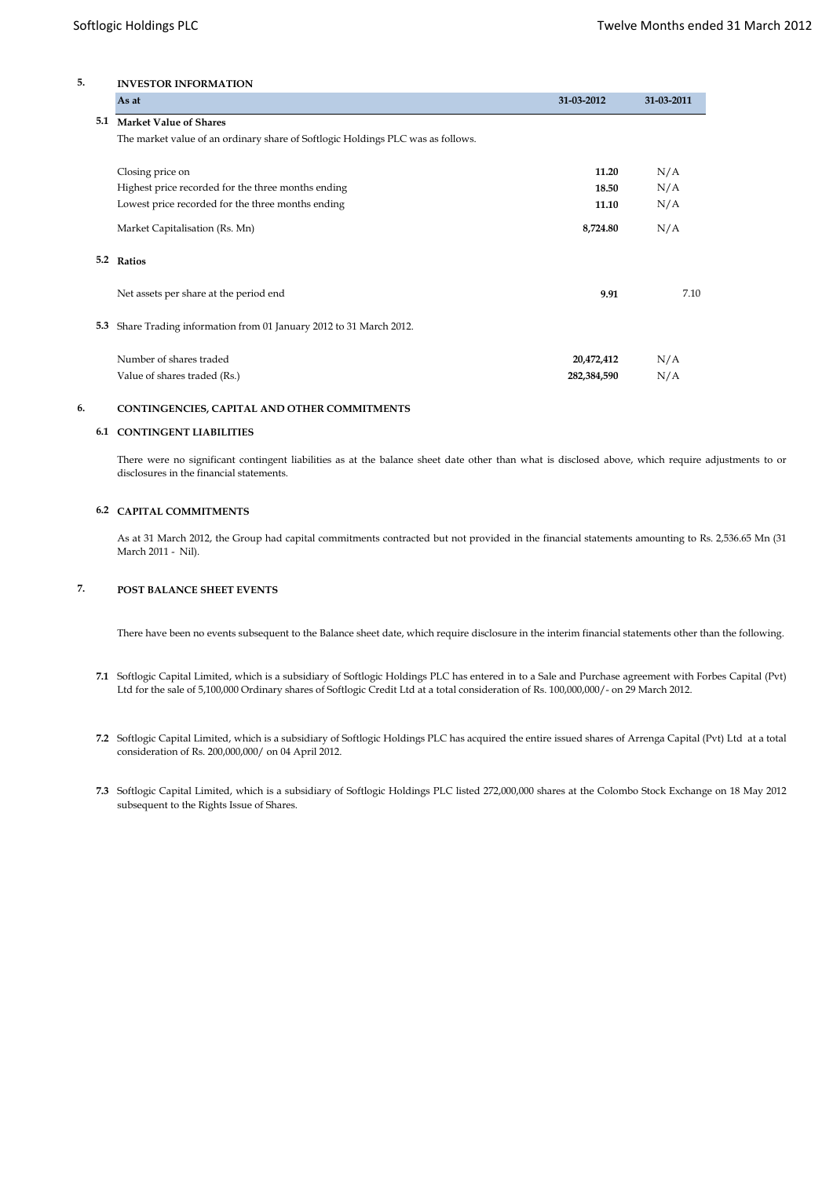## 5. INVESTOR INFORMATION

| As at | 31-03-2012 | 31-03-2011 |
|---|---|---|
| **5.1 Market Value of Shares** | | |
| The market value of an ordinary share of Softlogic Holdings PLC was as follows. | | |
| Closing price on | **11.20** | N/A |
| Highest price recorded for the three months ending | **18.50** | N/A |
| Lowest price recorded for the three months ending | **11.10** | N/A |
| Market Capitalisation (Rs. Mn) | **8,724.80** | N/A |
| **5.2 Ratios** | | |
| Net assets per share at the period end | **9.91** | 7.10 |
| **5.3** Share Trading information from 01 January 2012 to 31 March 2012. | | |
| Number of shares traded | **20,472,412** | N/A |
| Value of shares traded (Rs.) | **282,384,590** | N/A |

## 6. CONTINGENCIES, CAPITAL AND OTHER COMMITMENTS

### 6.1 CONTINGENT LIABILITIES

There were no significant contingent liabilities as at the balance sheet date other than what is disclosed above, which require adjustments to or disclosures in the financial statements.

### 6.2 CAPITAL COMMITMENTS

As at 31 March 2012, the Group had capital commitments contracted but not provided in the financial statements amounting to Rs. 2,536.65 Mn (31 March 2011 - Nil).

## 7. POST BALANCE SHEET EVENTS

There have been no events subsequent to the Balance sheet date, which require disclosure in the interim financial statements other than the following.

**7.1** Softlogic Capital Limited, which is a subsidiary of Softlogic Holdings PLC has entered in to a Sale and Purchase agreement with Forbes Capital (Pvt) Ltd for the sale of 5,100,000 Ordinary shares of Softlogic Credit Ltd at a total consideration of Rs. 100,000,000/- on 29 March 2012.

**7.2** Softlogic Capital Limited, which is a subsidiary of Softlogic Holdings PLC has acquired the entire issued shares of Arrenga Capital (Pvt) Ltd at a total consideration of Rs. 200,000,000/ on 04 April 2012.

**7.3** Softlogic Capital Limited, which is a subsidiary of Softlogic Holdings PLC listed 272,000,000 shares at the Colombo Stock Exchange on 18 May 2012 subsequent to the Rights Issue of Shares.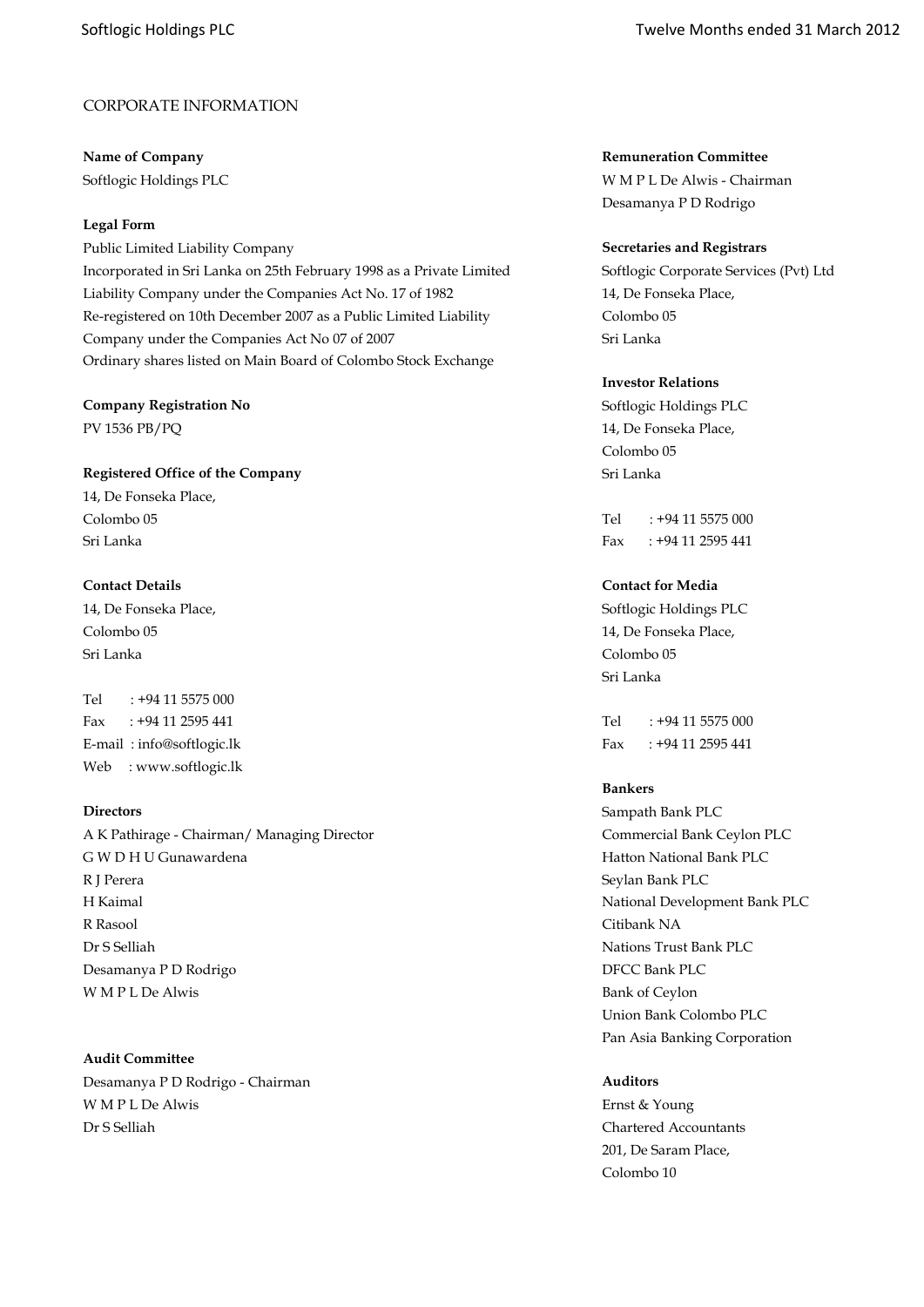# CORPORATE INFORMATION

**Name of Company**
Softlogic Holdings PLC

**Legal Form**
Public Limited Liability Company
Incorporated in Sri Lanka on 25th February 1998 as a Private Limited Liability Company under the Companies Act No. 17 of 1982
Re-registered on 10th December 2007 as a Public Limited Liability Company under the Companies Act No 07 of 2007
Ordinary shares listed on Main Board of Colombo Stock Exchange

**Company Registration No**
PV 1536 PB/PQ

**Registered Office of the Company**
14, De Fonseka Place,
Colombo 05
Sri Lanka

**Contact Details**
14, De Fonseka Place,
Colombo 05
Sri Lanka

Tel : +94 11 5575 000
Fax : +94 11 2595 441
E-mail : info@softlogic.lk
Web : www.softlogic.lk

**Directors**
A K Pathirage - Chairman/ Managing Director
G W D H U Gunawardena
R J Perera
H Kaimal
R Rasool
Dr S Selliah
Desamanya P D Rodrigo
W M P L De Alwis

**Audit Committee**
Desamanya P D Rodrigo - Chairman
W M P L De Alwis
Dr S Selliah

**Remuneration Committee**
W M P L De Alwis - Chairman
Desamanya P D Rodrigo

**Secretaries and Registrars**
Softlogic Corporate Services (Pvt) Ltd
14, De Fonseka Place,
Colombo 05
Sri Lanka

**Investor Relations**
Softlogic Holdings PLC
14, De Fonseka Place,
Colombo 05
Sri Lanka

Tel : +94 11 5575 000
Fax : +94 11 2595 441

**Contact for Media**
Softlogic Holdings PLC
14, De Fonseka Place,
Colombo 05
Sri Lanka

Tel : +94 11 5575 000
Fax : +94 11 2595 441

**Bankers**
Sampath Bank PLC
Commercial Bank Ceylon PLC
Hatton National Bank PLC
Seylan Bank PLC
National Development Bank PLC
Citibank NA
Nations Trust Bank PLC
DFCC Bank PLC
Bank of Ceylon
Union Bank Colombo PLC
Pan Asia Banking Corporation

**Auditors**
Ernst & Young
Chartered Accountants
201, De Saram Place,
Colombo 10